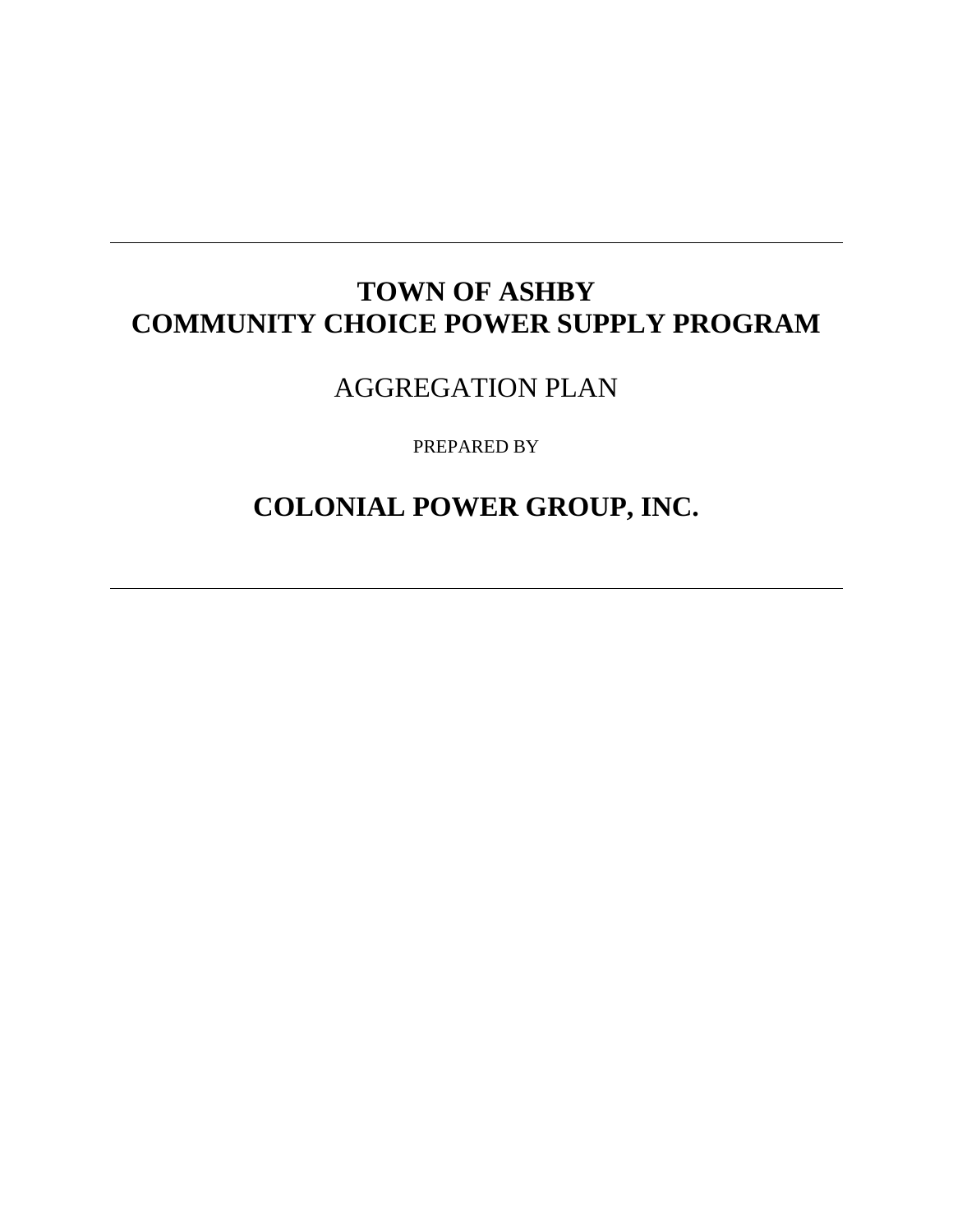---

# TOWN OF ASHBY
# COMMUNITY CHOICE POWER SUPPLY PROGRAM

## AGGREGATION PLAN

PREPARED BY

## COLONIAL POWER GROUP, INC.

---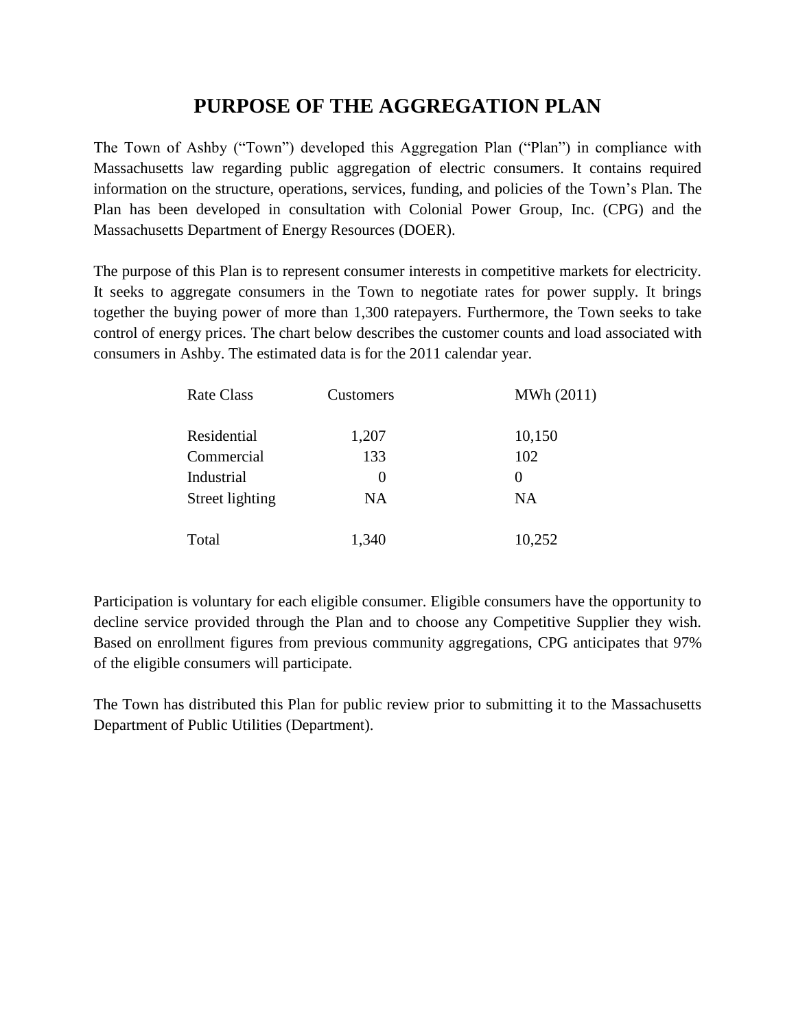# PURPOSE OF THE AGGREGATION PLAN

The Town of Ashby ("Town") developed this Aggregation Plan ("Plan") in compliance with Massachusetts law regarding public aggregation of electric consumers. It contains required information on the structure, operations, services, funding, and policies of the Town's Plan. The Plan has been developed in consultation with Colonial Power Group, Inc. (CPG) and the Massachusetts Department of Energy Resources (DOER).

The purpose of this Plan is to represent consumer interests in competitive markets for electricity. It seeks to aggregate consumers in the Town to negotiate rates for power supply. It brings together the buying power of more than 1,300 ratepayers. Furthermore, the Town seeks to take control of energy prices. The chart below describes the customer counts and load associated with consumers in Ashby. The estimated data is for the 2011 calendar year.

| Rate Class | Customers | MWh (2011) |
|---|---|---|
| Residential | 1,207 | 10,150 |
| Commercial | 133 | 102 |
| Industrial | 0 | 0 |
| Street lighting | NA | NA |
| Total | 1,340 | 10,252 |

Participation is voluntary for each eligible consumer. Eligible consumers have the opportunity to decline service provided through the Plan and to choose any Competitive Supplier they wish. Based on enrollment figures from previous community aggregations, CPG anticipates that 97% of the eligible consumers will participate.

The Town has distributed this Plan for public review prior to submitting it to the Massachusetts Department of Public Utilities (Department).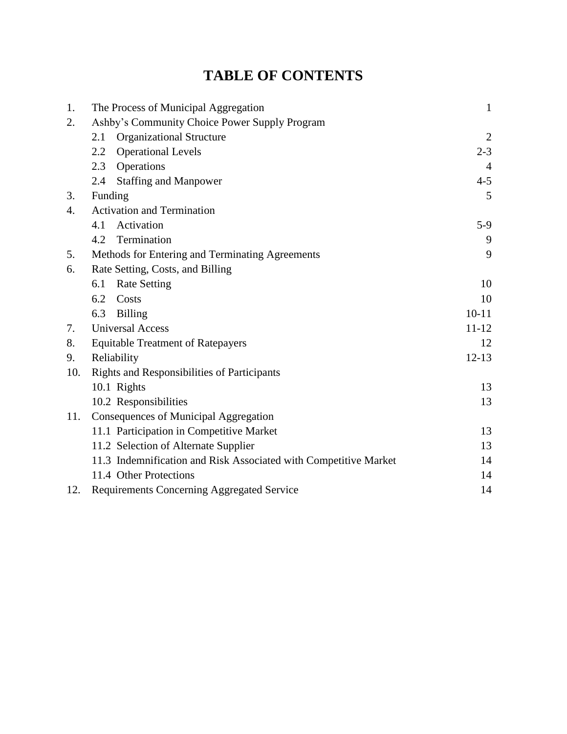# TABLE OF CONTENTS

| | | |
|---|---|---|
| 1. | The Process of Municipal Aggregation | 1 |
| 2. | Ashby's Community Choice Power Supply Program | |
| | 2.1 Organizational Structure | 2 |
| | 2.2 Operational Levels | 2-3 |
| | 2.3 Operations | 4 |
| | 2.4 Staffing and Manpower | 4-5 |
| 3. | Funding | 5 |
| 4. | Activation and Termination | |
| | 4.1 Activation | 5-9 |
| | 4.2 Termination | 9 |
| 5. | Methods for Entering and Terminating Agreements | 9 |
| 6. | Rate Setting, Costs, and Billing | |
| | 6.1 Rate Setting | 10 |
| | 6.2 Costs | 10 |
| | 6.3 Billing | 10-11 |
| 7. | Universal Access | 11-12 |
| 8. | Equitable Treatment of Ratepayers | 12 |
| 9. | Reliability | 12-13 |
| 10. | Rights and Responsibilities of Participants | |
| | 10.1 Rights | 13 |
| | 10.2 Responsibilities | 13 |
| 11. | Consequences of Municipal Aggregation | |
| | 11.1 Participation in Competitive Market | 13 |
| | 11.2 Selection of Alternate Supplier | 13 |
| | 11.3 Indemnification and Risk Associated with Competitive Market | 14 |
| | 11.4 Other Protections | 14 |
| 12. | Requirements Concerning Aggregated Service | 14 |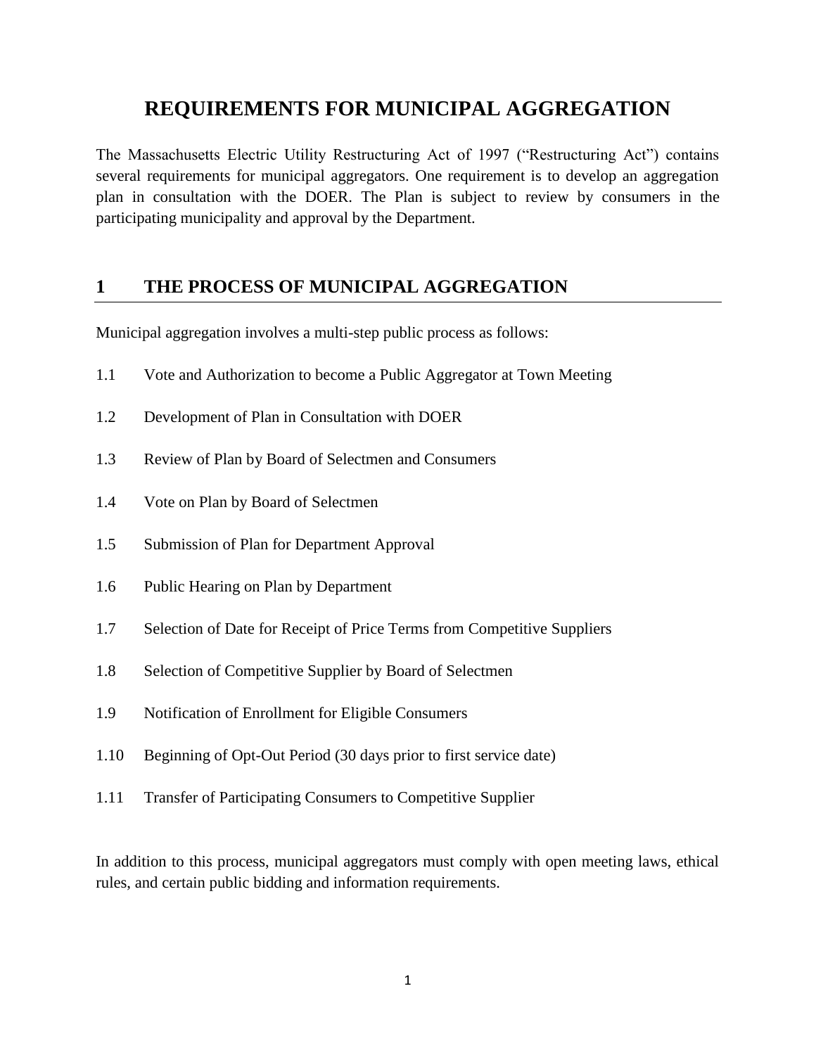# REQUIREMENTS FOR MUNICIPAL AGGREGATION

The Massachusetts Electric Utility Restructuring Act of 1997 ("Restructuring Act") contains several requirements for municipal aggregators. One requirement is to develop an aggregation plan in consultation with the DOER. The Plan is subject to review by consumers in the participating municipality and approval by the Department.

## 1 THE PROCESS OF MUNICIPAL AGGREGATION

Municipal aggregation involves a multi-step public process as follows:

1.1 Vote and Authorization to become a Public Aggregator at Town Meeting

1.2 Development of Plan in Consultation with DOER

1.3 Review of Plan by Board of Selectmen and Consumers

1.4 Vote on Plan by Board of Selectmen

1.5 Submission of Plan for Department Approval

1.6 Public Hearing on Plan by Department

1.7 Selection of Date for Receipt of Price Terms from Competitive Suppliers

1.8 Selection of Competitive Supplier by Board of Selectmen

1.9 Notification of Enrollment for Eligible Consumers

1.10 Beginning of Opt-Out Period (30 days prior to first service date)

1.11 Transfer of Participating Consumers to Competitive Supplier

In addition to this process, municipal aggregators must comply with open meeting laws, ethical rules, and certain public bidding and information requirements.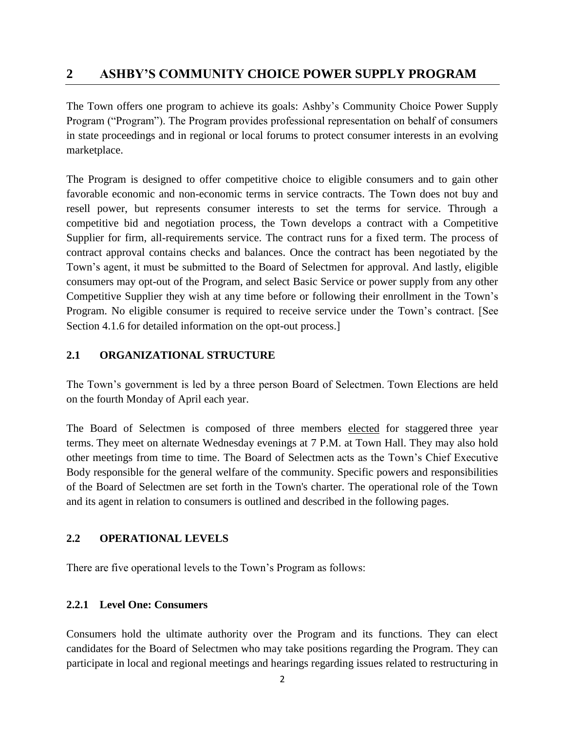## 2 ASHBY'S COMMUNITY CHOICE POWER SUPPLY PROGRAM

The Town offers one program to achieve its goals: Ashby's Community Choice Power Supply Program ("Program"). The Program provides professional representation on behalf of consumers in state proceedings and in regional or local forums to protect consumer interests in an evolving marketplace.

The Program is designed to offer competitive choice to eligible consumers and to gain other favorable economic and non-economic terms in service contracts. The Town does not buy and resell power, but represents consumer interests to set the terms for service. Through a competitive bid and negotiation process, the Town develops a contract with a Competitive Supplier for firm, all-requirements service. The contract runs for a fixed term. The process of contract approval contains checks and balances. Once the contract has been negotiated by the Town's agent, it must be submitted to the Board of Selectmen for approval. And lastly, eligible consumers may opt-out of the Program, and select Basic Service or power supply from any other Competitive Supplier they wish at any time before or following their enrollment in the Town's Program. No eligible consumer is required to receive service under the Town's contract. [See Section 4.1.6 for detailed information on the opt-out process.]

### 2.1 ORGANIZATIONAL STRUCTURE

The Town's government is led by a three person Board of Selectmen. Town Elections are held on the fourth Monday of April each year.

The Board of Selectmen is composed of three members elected for staggered three year terms. They meet on alternate Wednesday evenings at 7 P.M. at Town Hall. They may also hold other meetings from time to time. The Board of Selectmen acts as the Town's Chief Executive Body responsible for the general welfare of the community. Specific powers and responsibilities of the Board of Selectmen are set forth in the Town's charter. The operational role of the Town and its agent in relation to consumers is outlined and described in the following pages.

### 2.2 OPERATIONAL LEVELS

There are five operational levels to the Town's Program as follows:

#### 2.2.1 Level One: Consumers

Consumers hold the ultimate authority over the Program and its functions. They can elect candidates for the Board of Selectmen who may take positions regarding the Program. They can participate in local and regional meetings and hearings regarding issues related to restructuring in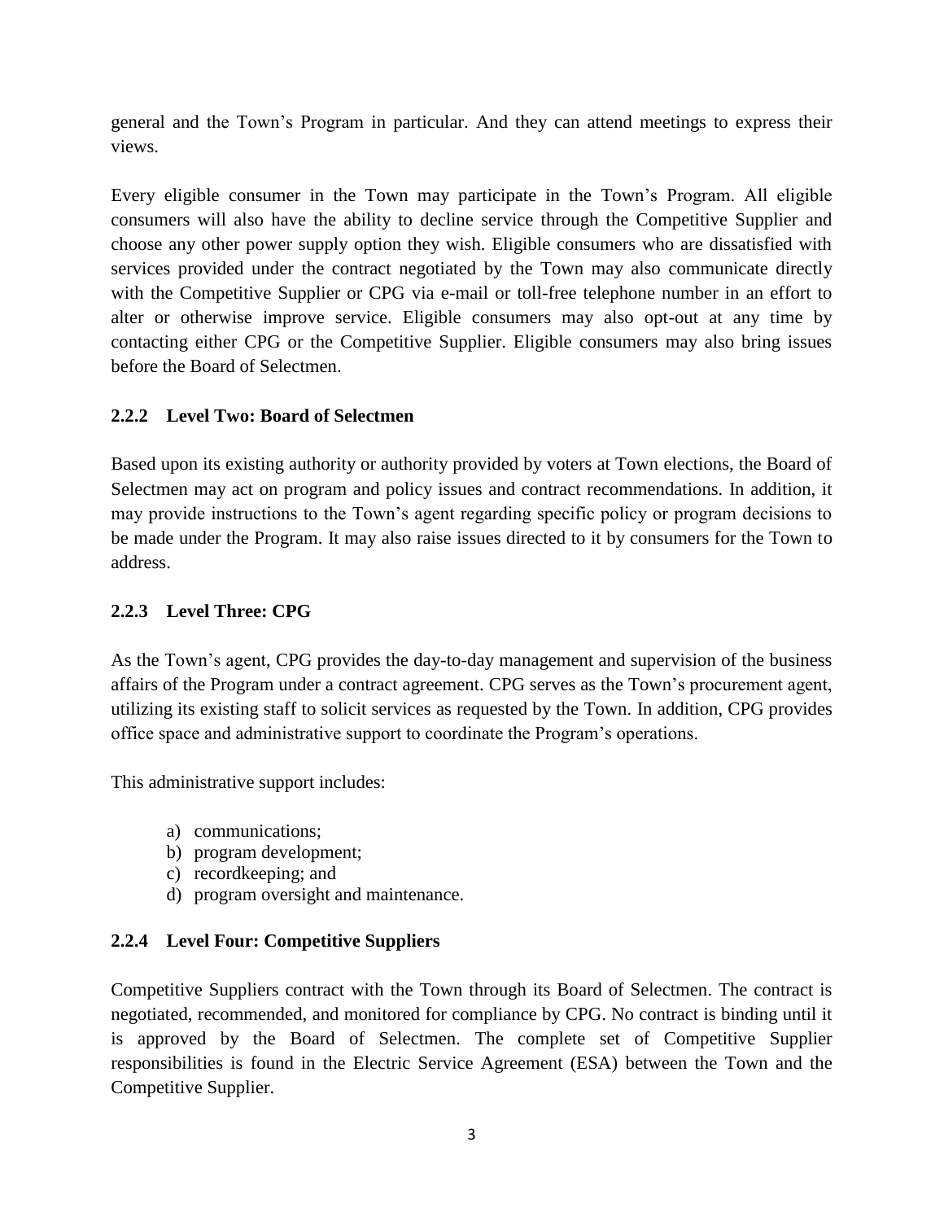general and the Town's Program in particular. And they can attend meetings to express their views.

Every eligible consumer in the Town may participate in the Town's Program. All eligible consumers will also have the ability to decline service through the Competitive Supplier and choose any other power supply option they wish. Eligible consumers who are dissatisfied with services provided under the contract negotiated by the Town may also communicate directly with the Competitive Supplier or CPG via e-mail or toll-free telephone number in an effort to alter or otherwise improve service. Eligible consumers may also opt-out at any time by contacting either CPG or the Competitive Supplier. Eligible consumers may also bring issues before the Board of Selectmen.

### 2.2.2 Level Two: Board of Selectmen

Based upon its existing authority or authority provided by voters at Town elections, the Board of Selectmen may act on program and policy issues and contract recommendations. In addition, it may provide instructions to the Town's agent regarding specific policy or program decisions to be made under the Program. It may also raise issues directed to it by consumers for the Town to address.

### 2.2.3 Level Three: CPG

As the Town's agent, CPG provides the day-to-day management and supervision of the business affairs of the Program under a contract agreement. CPG serves as the Town's procurement agent, utilizing its existing staff to solicit services as requested by the Town. In addition, CPG provides office space and administrative support to coordinate the Program's operations.

This administrative support includes:

a) communications;
b) program development;
c) recordkeeping; and
d) program oversight and maintenance.

### 2.2.4 Level Four: Competitive Suppliers

Competitive Suppliers contract with the Town through its Board of Selectmen. The contract is negotiated, recommended, and monitored for compliance by CPG. No contract is binding until it is approved by the Board of Selectmen. The complete set of Competitive Supplier responsibilities is found in the Electric Service Agreement (ESA) between the Town and the Competitive Supplier.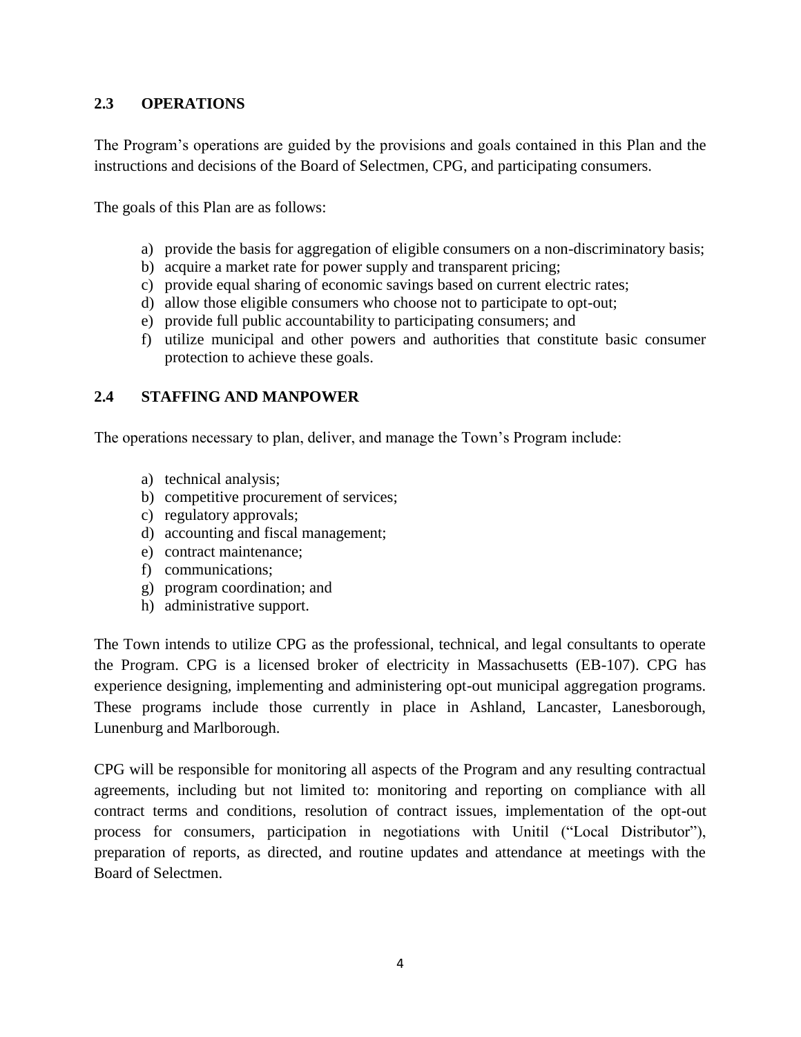## 2.3 OPERATIONS

The Program's operations are guided by the provisions and goals contained in this Plan and the instructions and decisions of the Board of Selectmen, CPG, and participating consumers.

The goals of this Plan are as follows:

a) provide the basis for aggregation of eligible consumers on a non-discriminatory basis;
b) acquire a market rate for power supply and transparent pricing;
c) provide equal sharing of economic savings based on current electric rates;
d) allow those eligible consumers who choose not to participate to opt-out;
e) provide full public accountability to participating consumers; and
f) utilize municipal and other powers and authorities that constitute basic consumer protection to achieve these goals.

## 2.4 STAFFING AND MANPOWER

The operations necessary to plan, deliver, and manage the Town's Program include:

a) technical analysis;
b) competitive procurement of services;
c) regulatory approvals;
d) accounting and fiscal management;
e) contract maintenance;
f) communications;
g) program coordination; and
h) administrative support.

The Town intends to utilize CPG as the professional, technical, and legal consultants to operate the Program. CPG is a licensed broker of electricity in Massachusetts (EB-107). CPG has experience designing, implementing and administering opt-out municipal aggregation programs. These programs include those currently in place in Ashland, Lancaster, Lanesborough, Lunenburg and Marlborough.

CPG will be responsible for monitoring all aspects of the Program and any resulting contractual agreements, including but not limited to: monitoring and reporting on compliance with all contract terms and conditions, resolution of contract issues, implementation of the opt-out process for consumers, participation in negotiations with Unitil ("Local Distributor"), preparation of reports, as directed, and routine updates and attendance at meetings with the Board of Selectmen.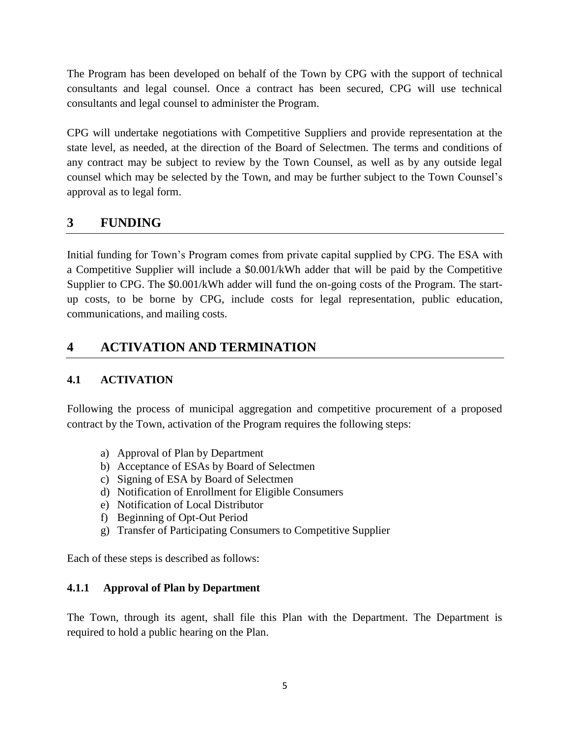The Program has been developed on behalf of the Town by CPG with the support of technical consultants and legal counsel. Once a contract has been secured, CPG will use technical consultants and legal counsel to administer the Program.

CPG will undertake negotiations with Competitive Suppliers and provide representation at the state level, as needed, at the direction of the Board of Selectmen. The terms and conditions of any contract may be subject to review by the Town Counsel, as well as by any outside legal counsel which may be selected by the Town, and may be further subject to the Town Counsel's approval as to legal form.

# 3 FUNDING

Initial funding for Town's Program comes from private capital supplied by CPG. The ESA with a Competitive Supplier will include a $0.001/kWh adder that will be paid by the Competitive Supplier to CPG. The $0.001/kWh adder will fund the on-going costs of the Program. The start-up costs, to be borne by CPG, include costs for legal representation, public education, communications, and mailing costs.

# 4 ACTIVATION AND TERMINATION

## 4.1 ACTIVATION

Following the process of municipal aggregation and competitive procurement of a proposed contract by the Town, activation of the Program requires the following steps:

a) Approval of Plan by Department
b) Acceptance of ESAs by Board of Selectmen
c) Signing of ESA by Board of Selectmen
d) Notification of Enrollment for Eligible Consumers
e) Notification of Local Distributor
f) Beginning of Opt-Out Period
g) Transfer of Participating Consumers to Competitive Supplier

Each of these steps is described as follows:

### 4.1.1 Approval of Plan by Department

The Town, through its agent, shall file this Plan with the Department. The Department is required to hold a public hearing on the Plan.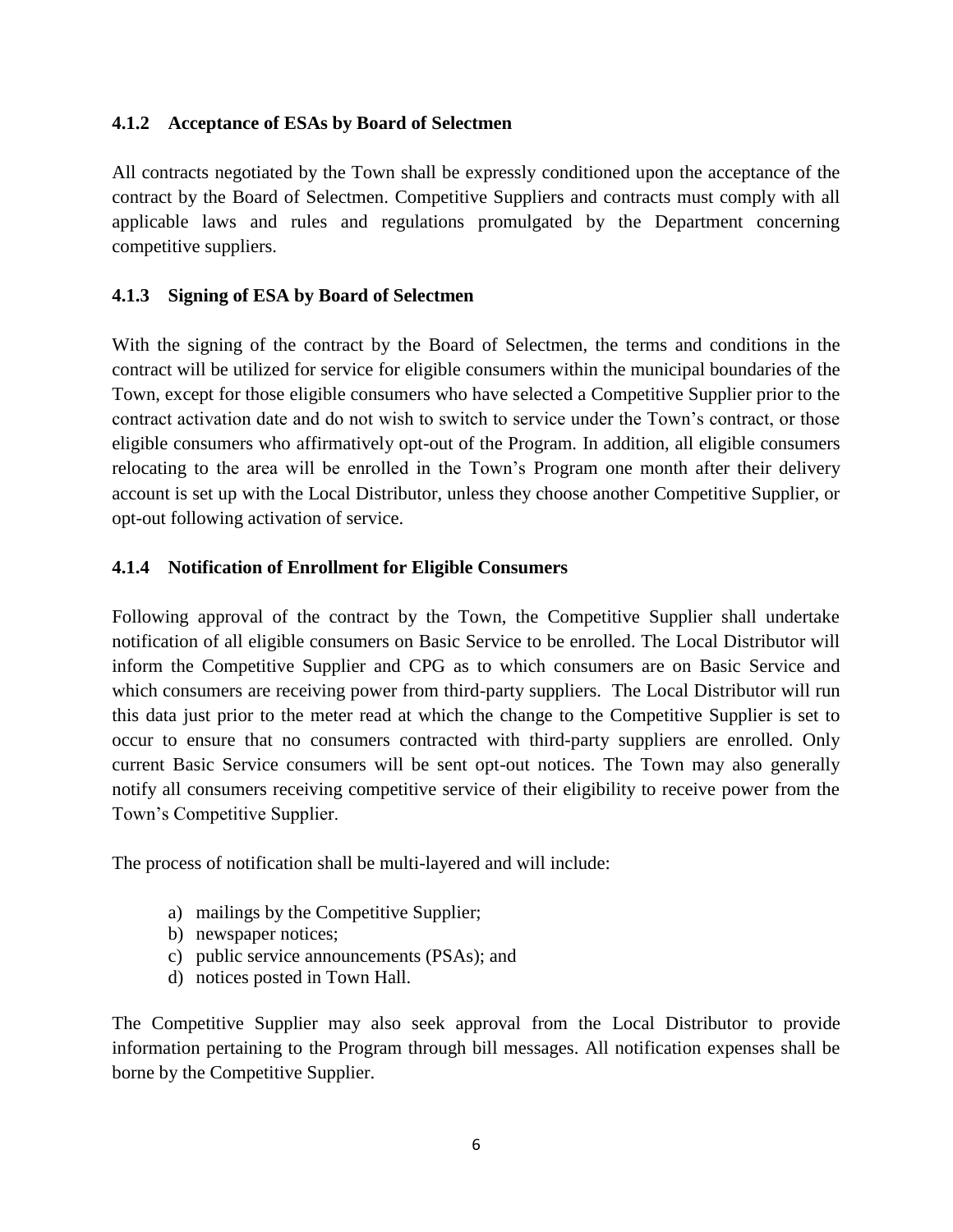### 4.1.2 Acceptance of ESAs by Board of Selectmen

All contracts negotiated by the Town shall be expressly conditioned upon the acceptance of the contract by the Board of Selectmen. Competitive Suppliers and contracts must comply with all applicable laws and rules and regulations promulgated by the Department concerning competitive suppliers.

### 4.1.3 Signing of ESA by Board of Selectmen

With the signing of the contract by the Board of Selectmen, the terms and conditions in the contract will be utilized for service for eligible consumers within the municipal boundaries of the Town, except for those eligible consumers who have selected a Competitive Supplier prior to the contract activation date and do not wish to switch to service under the Town's contract, or those eligible consumers who affirmatively opt-out of the Program. In addition, all eligible consumers relocating to the area will be enrolled in the Town's Program one month after their delivery account is set up with the Local Distributor, unless they choose another Competitive Supplier, or opt-out following activation of service.

### 4.1.4 Notification of Enrollment for Eligible Consumers

Following approval of the contract by the Town, the Competitive Supplier shall undertake notification of all eligible consumers on Basic Service to be enrolled. The Local Distributor will inform the Competitive Supplier and CPG as to which consumers are on Basic Service and which consumers are receiving power from third-party suppliers. The Local Distributor will run this data just prior to the meter read at which the change to the Competitive Supplier is set to occur to ensure that no consumers contracted with third-party suppliers are enrolled. Only current Basic Service consumers will be sent opt-out notices. The Town may also generally notify all consumers receiving competitive service of their eligibility to receive power from the Town's Competitive Supplier.

The process of notification shall be multi-layered and will include:

a) mailings by the Competitive Supplier;
b) newspaper notices;
c) public service announcements (PSAs); and
d) notices posted in Town Hall.

The Competitive Supplier may also seek approval from the Local Distributor to provide information pertaining to the Program through bill messages. All notification expenses shall be borne by the Competitive Supplier.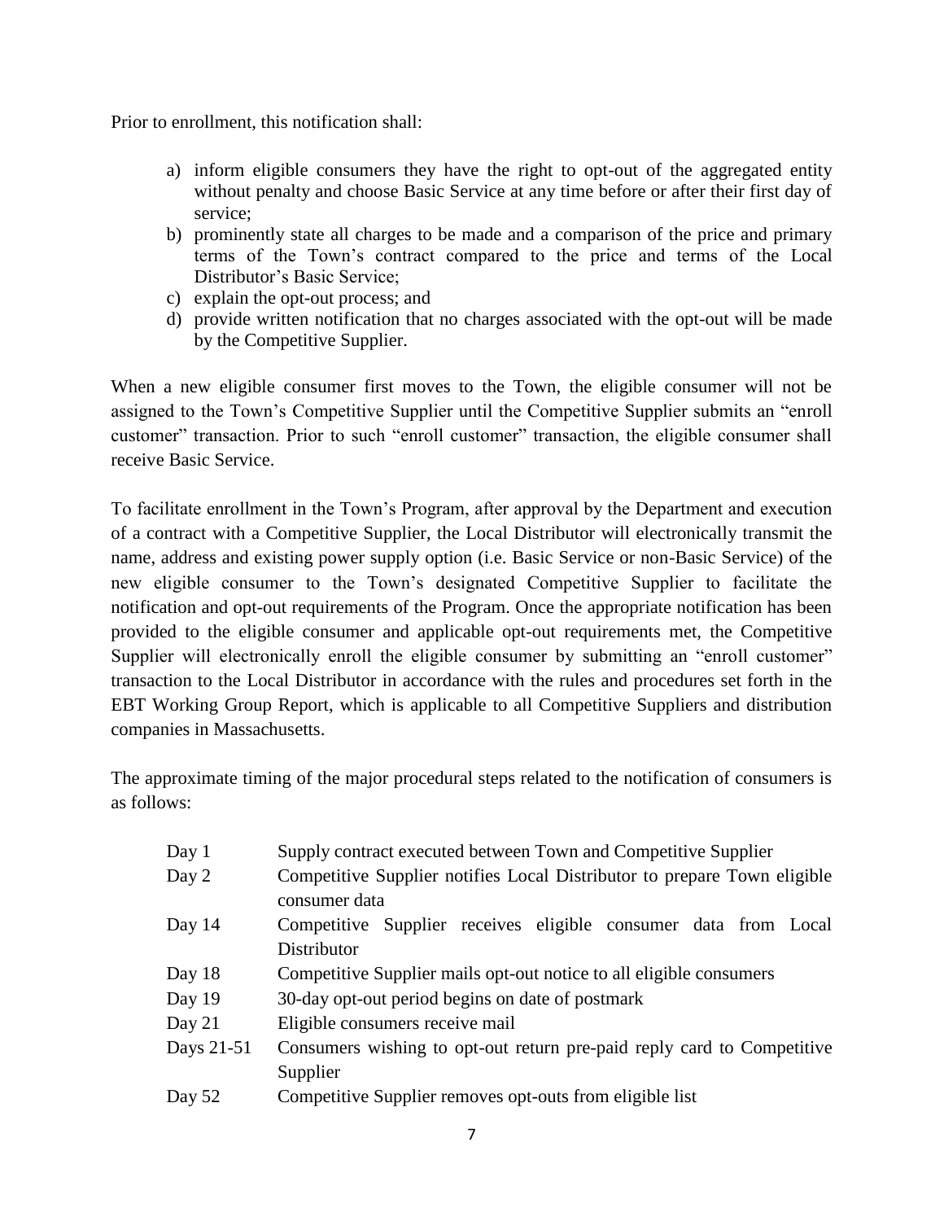Prior to enrollment, this notification shall:

a) inform eligible consumers they have the right to opt-out of the aggregated entity without penalty and choose Basic Service at any time before or after their first day of service;
b) prominently state all charges to be made and a comparison of the price and primary terms of the Town's contract compared to the price and terms of the Local Distributor's Basic Service;
c) explain the opt-out process; and
d) provide written notification that no charges associated with the opt-out will be made by the Competitive Supplier.

When a new eligible consumer first moves to the Town, the eligible consumer will not be assigned to the Town's Competitive Supplier until the Competitive Supplier submits an "enroll customer" transaction. Prior to such "enroll customer" transaction, the eligible consumer shall receive Basic Service.

To facilitate enrollment in the Town's Program, after approval by the Department and execution of a contract with a Competitive Supplier, the Local Distributor will electronically transmit the name, address and existing power supply option (i.e. Basic Service or non-Basic Service) of the new eligible consumer to the Town's designated Competitive Supplier to facilitate the notification and opt-out requirements of the Program. Once the appropriate notification has been provided to the eligible consumer and applicable opt-out requirements met, the Competitive Supplier will electronically enroll the eligible consumer by submitting an "enroll customer" transaction to the Local Distributor in accordance with the rules and procedures set forth in the EBT Working Group Report, which is applicable to all Competitive Suppliers and distribution companies in Massachusetts.

The approximate timing of the major procedural steps related to the notification of consumers is as follows:

| | |
|---|---|
| Day 1 | Supply contract executed between Town and Competitive Supplier |
| Day 2 | Competitive Supplier notifies Local Distributor to prepare Town eligible consumer data |
| Day 14 | Competitive Supplier receives eligible consumer data from Local Distributor |
| Day 18 | Competitive Supplier mails opt-out notice to all eligible consumers |
| Day 19 | 30-day opt-out period begins on date of postmark |
| Day 21 | Eligible consumers receive mail |
| Days 21-51 | Consumers wishing to opt-out return pre-paid reply card to Competitive Supplier |
| Day 52 | Competitive Supplier removes opt-outs from eligible list |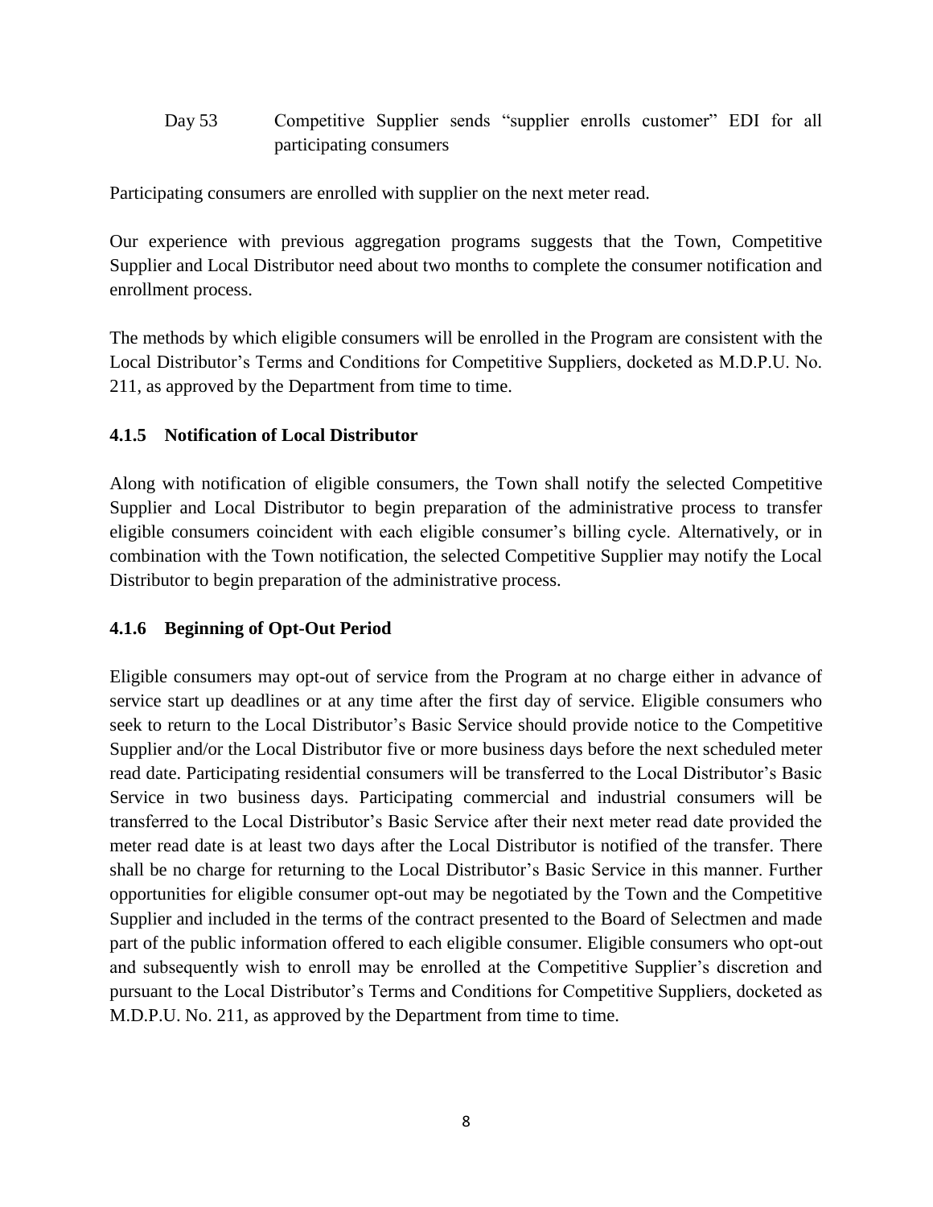Day 53 Competitive Supplier sends "supplier enrolls customer" EDI for all participating consumers

Participating consumers are enrolled with supplier on the next meter read.

Our experience with previous aggregation programs suggests that the Town, Competitive Supplier and Local Distributor need about two months to complete the consumer notification and enrollment process.

The methods by which eligible consumers will be enrolled in the Program are consistent with the Local Distributor's Terms and Conditions for Competitive Suppliers, docketed as M.D.P.U. No. 211, as approved by the Department from time to time.

### 4.1.5 Notification of Local Distributor

Along with notification of eligible consumers, the Town shall notify the selected Competitive Supplier and Local Distributor to begin preparation of the administrative process to transfer eligible consumers coincident with each eligible consumer's billing cycle. Alternatively, or in combination with the Town notification, the selected Competitive Supplier may notify the Local Distributor to begin preparation of the administrative process.

### 4.1.6 Beginning of Opt-Out Period

Eligible consumers may opt-out of service from the Program at no charge either in advance of service start up deadlines or at any time after the first day of service. Eligible consumers who seek to return to the Local Distributor's Basic Service should provide notice to the Competitive Supplier and/or the Local Distributor five or more business days before the next scheduled meter read date. Participating residential consumers will be transferred to the Local Distributor's Basic Service in two business days. Participating commercial and industrial consumers will be transferred to the Local Distributor's Basic Service after their next meter read date provided the meter read date is at least two days after the Local Distributor is notified of the transfer. There shall be no charge for returning to the Local Distributor's Basic Service in this manner. Further opportunities for eligible consumer opt-out may be negotiated by the Town and the Competitive Supplier and included in the terms of the contract presented to the Board of Selectmen and made part of the public information offered to each eligible consumer. Eligible consumers who opt-out and subsequently wish to enroll may be enrolled at the Competitive Supplier's discretion and pursuant to the Local Distributor's Terms and Conditions for Competitive Suppliers, docketed as M.D.P.U. No. 211, as approved by the Department from time to time.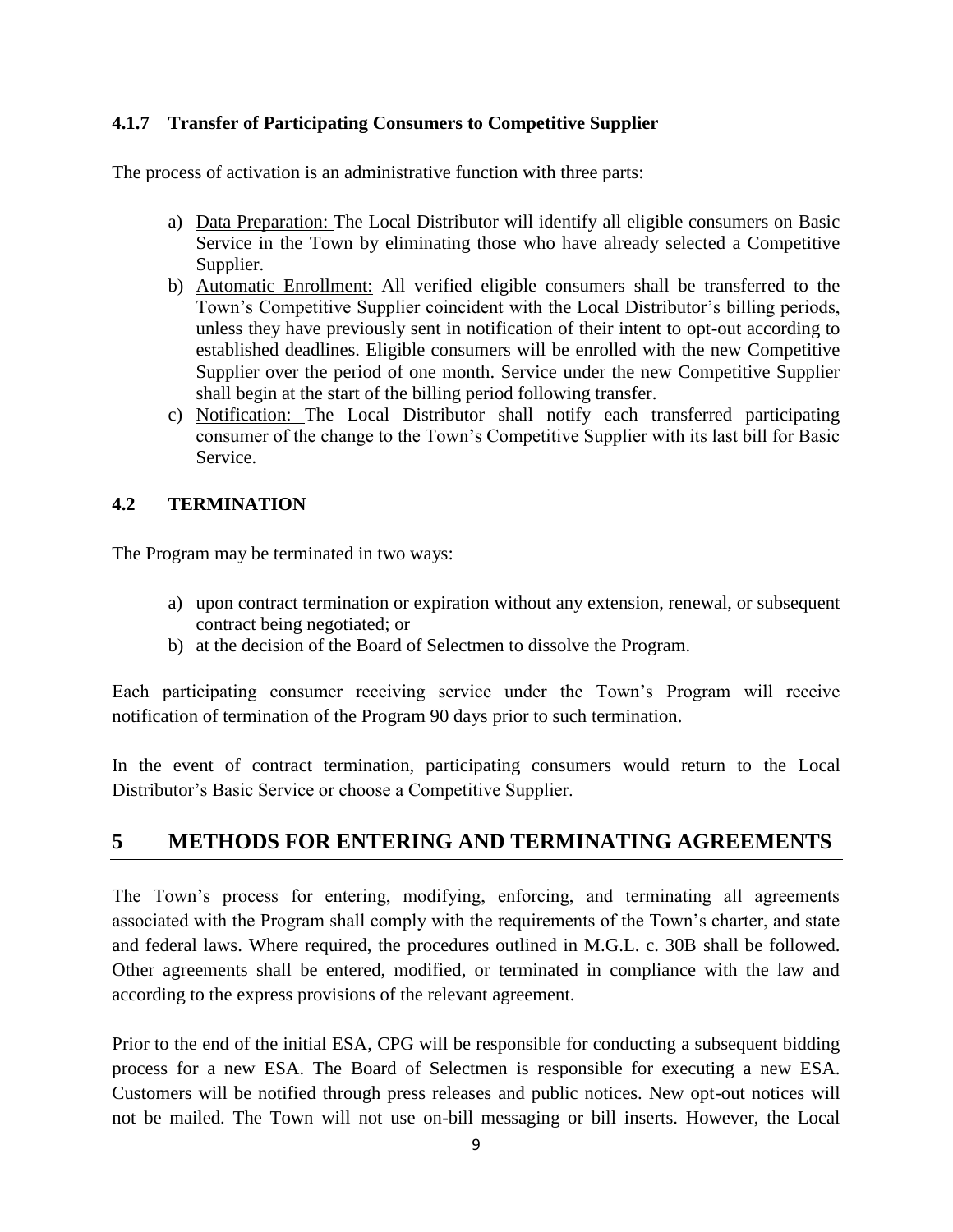### 4.1.7 Transfer of Participating Consumers to Competitive Supplier

The process of activation is an administrative function with three parts:

a) Data Preparation: The Local Distributor will identify all eligible consumers on Basic Service in the Town by eliminating those who have already selected a Competitive Supplier.
b) Automatic Enrollment: All verified eligible consumers shall be transferred to the Town's Competitive Supplier coincident with the Local Distributor's billing periods, unless they have previously sent in notification of their intent to opt-out according to established deadlines. Eligible consumers will be enrolled with the new Competitive Supplier over the period of one month. Service under the new Competitive Supplier shall begin at the start of the billing period following transfer.
c) Notification: The Local Distributor shall notify each transferred participating consumer of the change to the Town's Competitive Supplier with its last bill for Basic Service.

### 4.2 TERMINATION

The Program may be terminated in two ways:

a) upon contract termination or expiration without any extension, renewal, or subsequent contract being negotiated; or
b) at the decision of the Board of Selectmen to dissolve the Program.

Each participating consumer receiving service under the Town's Program will receive notification of termination of the Program 90 days prior to such termination.

In the event of contract termination, participating consumers would return to the Local Distributor's Basic Service or choose a Competitive Supplier.

## 5 METHODS FOR ENTERING AND TERMINATING AGREEMENTS

The Town's process for entering, modifying, enforcing, and terminating all agreements associated with the Program shall comply with the requirements of the Town's charter, and state and federal laws. Where required, the procedures outlined in M.G.L. c. 30B shall be followed. Other agreements shall be entered, modified, or terminated in compliance with the law and according to the express provisions of the relevant agreement.

Prior to the end of the initial ESA, CPG will be responsible for conducting a subsequent bidding process for a new ESA. The Board of Selectmen is responsible for executing a new ESA. Customers will be notified through press releases and public notices. New opt-out notices will not be mailed. The Town will not use on-bill messaging or bill inserts. However, the Local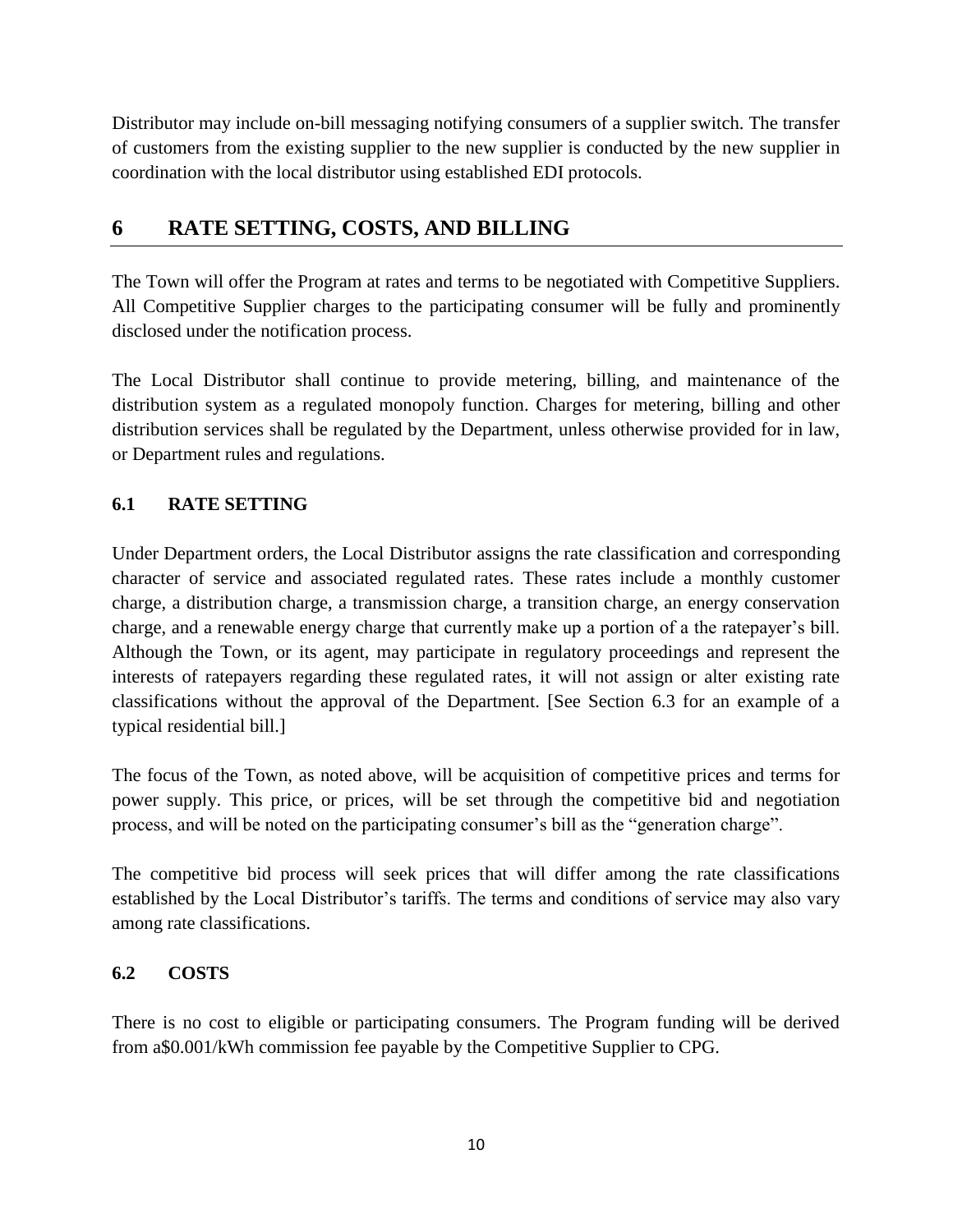Distributor may include on-bill messaging notifying consumers of a supplier switch. The transfer of customers from the existing supplier to the new supplier is conducted by the new supplier in coordination with the local distributor using established EDI protocols.

## 6 RATE SETTING, COSTS, AND BILLING

The Town will offer the Program at rates and terms to be negotiated with Competitive Suppliers. All Competitive Supplier charges to the participating consumer will be fully and prominently disclosed under the notification process.

The Local Distributor shall continue to provide metering, billing, and maintenance of the distribution system as a regulated monopoly function. Charges for metering, billing and other distribution services shall be regulated by the Department, unless otherwise provided for in law, or Department rules and regulations.

### 6.1 RATE SETTING

Under Department orders, the Local Distributor assigns the rate classification and corresponding character of service and associated regulated rates. These rates include a monthly customer charge, a distribution charge, a transmission charge, a transition charge, an energy conservation charge, and a renewable energy charge that currently make up a portion of a the ratepayer's bill. Although the Town, or its agent, may participate in regulatory proceedings and represent the interests of ratepayers regarding these regulated rates, it will not assign or alter existing rate classifications without the approval of the Department. [See Section 6.3 for an example of a typical residential bill.]

The focus of the Town, as noted above, will be acquisition of competitive prices and terms for power supply. This price, or prices, will be set through the competitive bid and negotiation process, and will be noted on the participating consumer's bill as the "generation charge".

The competitive bid process will seek prices that will differ among the rate classifications established by the Local Distributor's tariffs. The terms and conditions of service may also vary among rate classifications.

### 6.2 COSTS

There is no cost to eligible or participating consumers. The Program funding will be derived from a$0.001/kWh commission fee payable by the Competitive Supplier to CPG.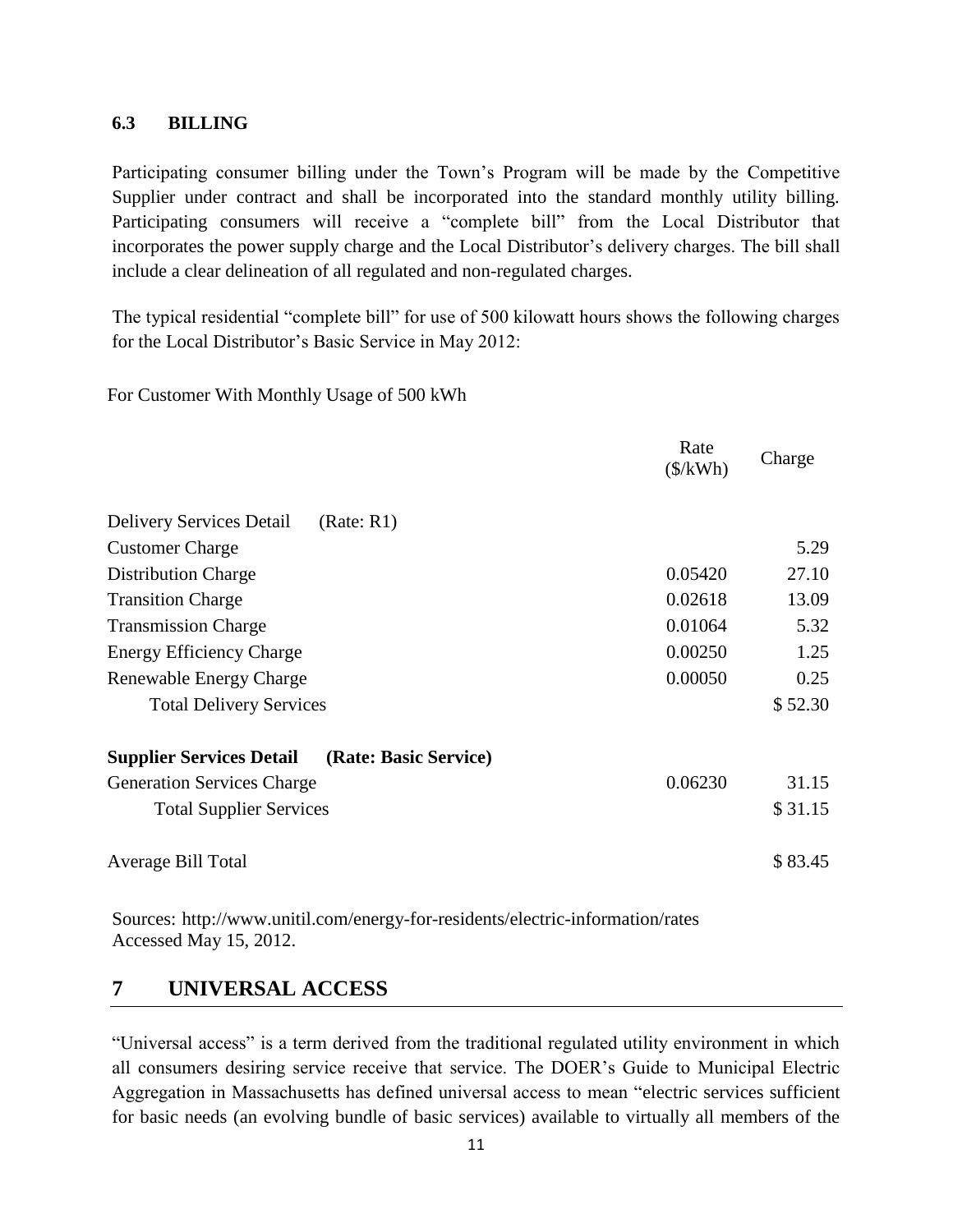### 6.3 BILLING

Participating consumer billing under the Town's Program will be made by the Competitive Supplier under contract and shall be incorporated into the standard monthly utility billing. Participating consumers will receive a "complete bill" from the Local Distributor that incorporates the power supply charge and the Local Distributor's delivery charges. The bill shall include a clear delineation of all regulated and non-regulated charges.

The typical residential "complete bill" for use of 500 kilowatt hours shows the following charges for the Local Distributor's Basic Service in May 2012:

For Customer With Monthly Usage of 500 kWh

| | Rate ($/kWh) | Charge |
|---|---|---|
| Delivery Services Detail (Rate: R1) | | |
| Customer Charge | | 5.29 |
| Distribution Charge | 0.05420 | 27.10 |
| Transition Charge | 0.02618 | 13.09 |
| Transmission Charge | 0.01064 | 5.32 |
| Energy Efficiency Charge | 0.00250 | 1.25 |
| Renewable Energy Charge | 0.00050 | 0.25 |
| Total Delivery Services | | $ 52.30 |
| **Supplier Services Detail (Rate: Basic Service)** | | |
| Generation Services Charge | 0.06230 | 31.15 |
| Total Supplier Services | | $ 31.15 |
| Average Bill Total | | $ 83.45 |

Sources: http://www.unitil.com/energy-for-residents/electric-information/rates Accessed May 15, 2012.

## 7 UNIVERSAL ACCESS

"Universal access" is a term derived from the traditional regulated utility environment in which all consumers desiring service receive that service. The DOER's Guide to Municipal Electric Aggregation in Massachusetts has defined universal access to mean "electric services sufficient for basic needs (an evolving bundle of basic services) available to virtually all members of the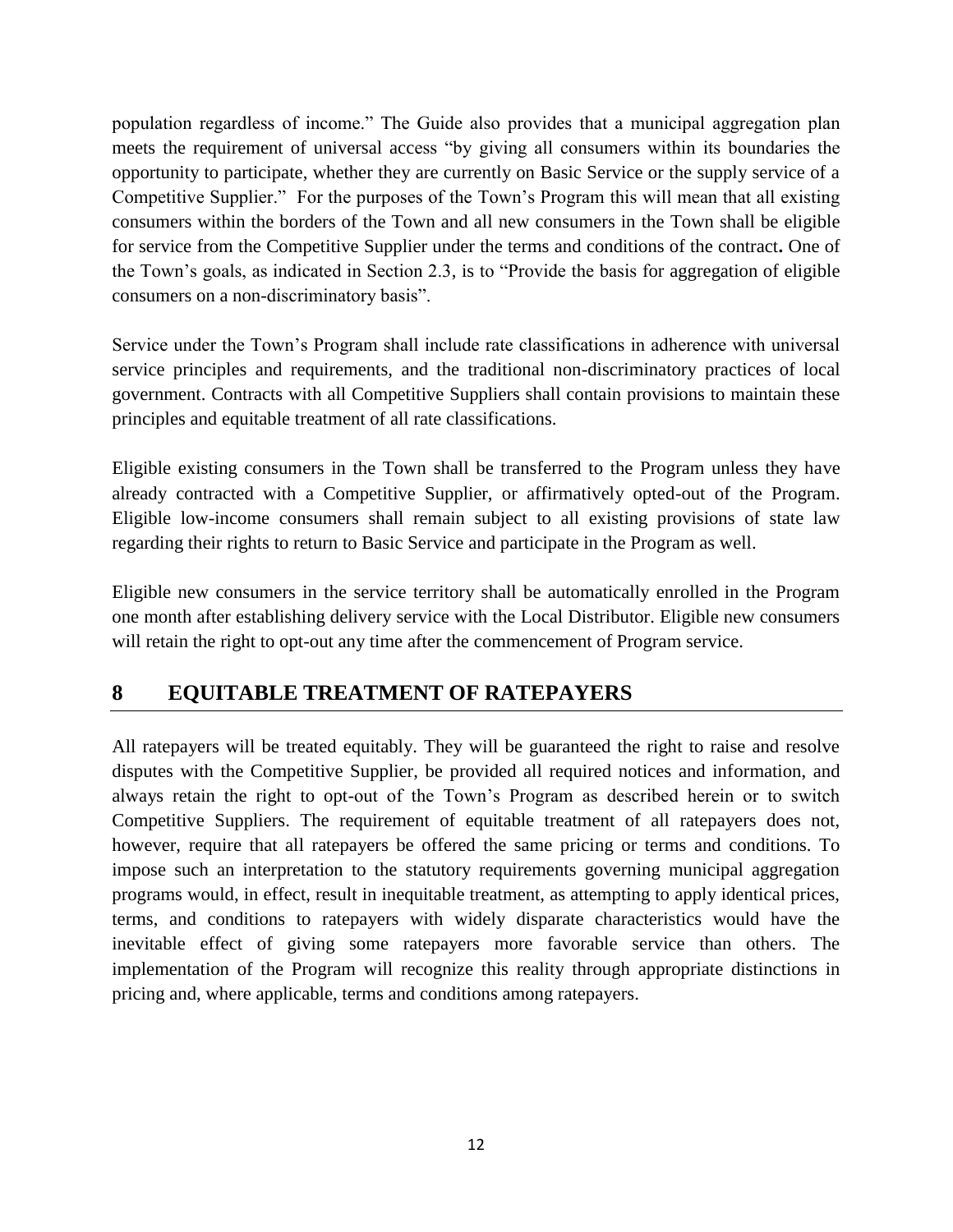population regardless of income." The Guide also provides that a municipal aggregation plan meets the requirement of universal access "by giving all consumers within its boundaries the opportunity to participate, whether they are currently on Basic Service or the supply service of a Competitive Supplier." For the purposes of the Town's Program this will mean that all existing consumers within the borders of the Town and all new consumers in the Town shall be eligible for service from the Competitive Supplier under the terms and conditions of the contract**.** One of the Town's goals, as indicated in Section 2.3, is to "Provide the basis for aggregation of eligible consumers on a non-discriminatory basis".

Service under the Town's Program shall include rate classifications in adherence with universal service principles and requirements, and the traditional non-discriminatory practices of local government. Contracts with all Competitive Suppliers shall contain provisions to maintain these principles and equitable treatment of all rate classifications.

Eligible existing consumers in the Town shall be transferred to the Program unless they have already contracted with a Competitive Supplier, or affirmatively opted-out of the Program. Eligible low-income consumers shall remain subject to all existing provisions of state law regarding their rights to return to Basic Service and participate in the Program as well.

Eligible new consumers in the service territory shall be automatically enrolled in the Program one month after establishing delivery service with the Local Distributor. Eligible new consumers will retain the right to opt-out any time after the commencement of Program service.

# 8 EQUITABLE TREATMENT OF RATEPAYERS

All ratepayers will be treated equitably. They will be guaranteed the right to raise and resolve disputes with the Competitive Supplier, be provided all required notices and information, and always retain the right to opt-out of the Town's Program as described herein or to switch Competitive Suppliers. The requirement of equitable treatment of all ratepayers does not, however, require that all ratepayers be offered the same pricing or terms and conditions. To impose such an interpretation to the statutory requirements governing municipal aggregation programs would, in effect, result in inequitable treatment, as attempting to apply identical prices, terms, and conditions to ratepayers with widely disparate characteristics would have the inevitable effect of giving some ratepayers more favorable service than others. The implementation of the Program will recognize this reality through appropriate distinctions in pricing and, where applicable, terms and conditions among ratepayers.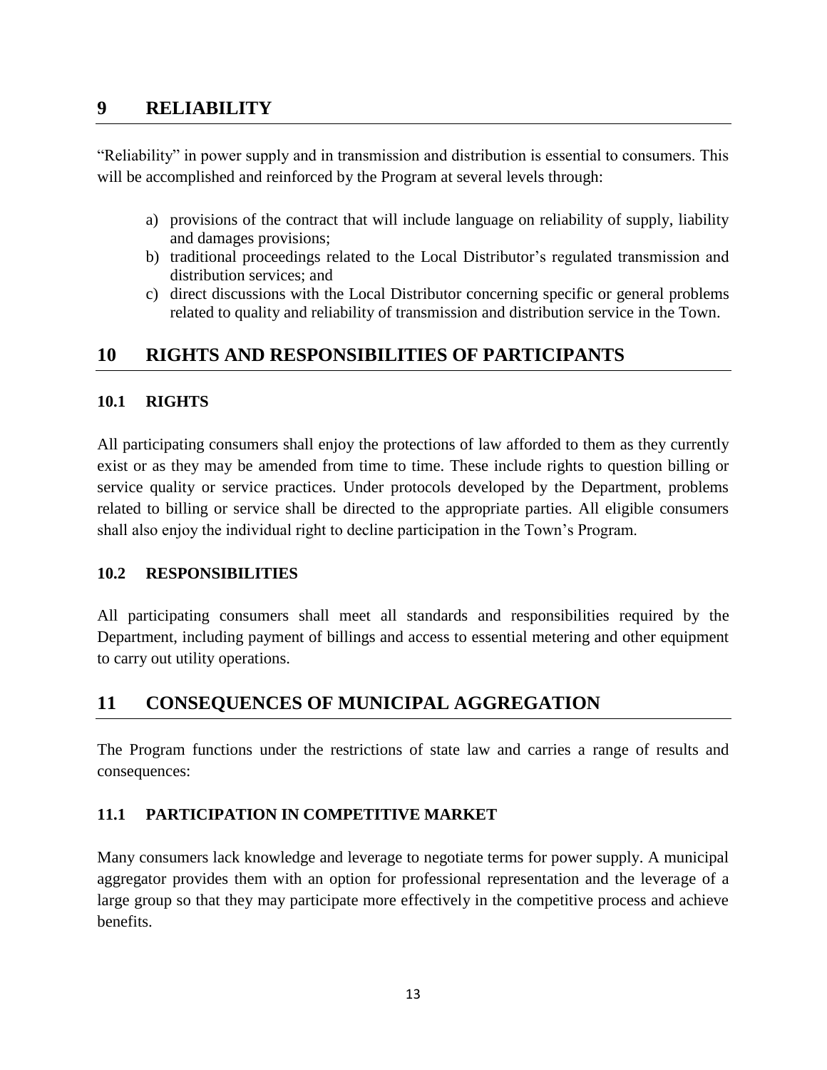## 9 RELIABILITY

"Reliability" in power supply and in transmission and distribution is essential to consumers. This will be accomplished and reinforced by the Program at several levels through:

a) provisions of the contract that will include language on reliability of supply, liability and damages provisions;
b) traditional proceedings related to the Local Distributor's regulated transmission and distribution services; and
c) direct discussions with the Local Distributor concerning specific or general problems related to quality and reliability of transmission and distribution service in the Town.

## 10 RIGHTS AND RESPONSIBILITIES OF PARTICIPANTS

### 10.1 RIGHTS

All participating consumers shall enjoy the protections of law afforded to them as they currently exist or as they may be amended from time to time. These include rights to question billing or service quality or service practices. Under protocols developed by the Department, problems related to billing or service shall be directed to the appropriate parties. All eligible consumers shall also enjoy the individual right to decline participation in the Town's Program.

### 10.2 RESPONSIBILITIES

All participating consumers shall meet all standards and responsibilities required by the Department, including payment of billings and access to essential metering and other equipment to carry out utility operations.

## 11 CONSEQUENCES OF MUNICIPAL AGGREGATION

The Program functions under the restrictions of state law and carries a range of results and consequences:

### 11.1 PARTICIPATION IN COMPETITIVE MARKET

Many consumers lack knowledge and leverage to negotiate terms for power supply. A municipal aggregator provides them with an option for professional representation and the leverage of a large group so that they may participate more effectively in the competitive process and achieve benefits.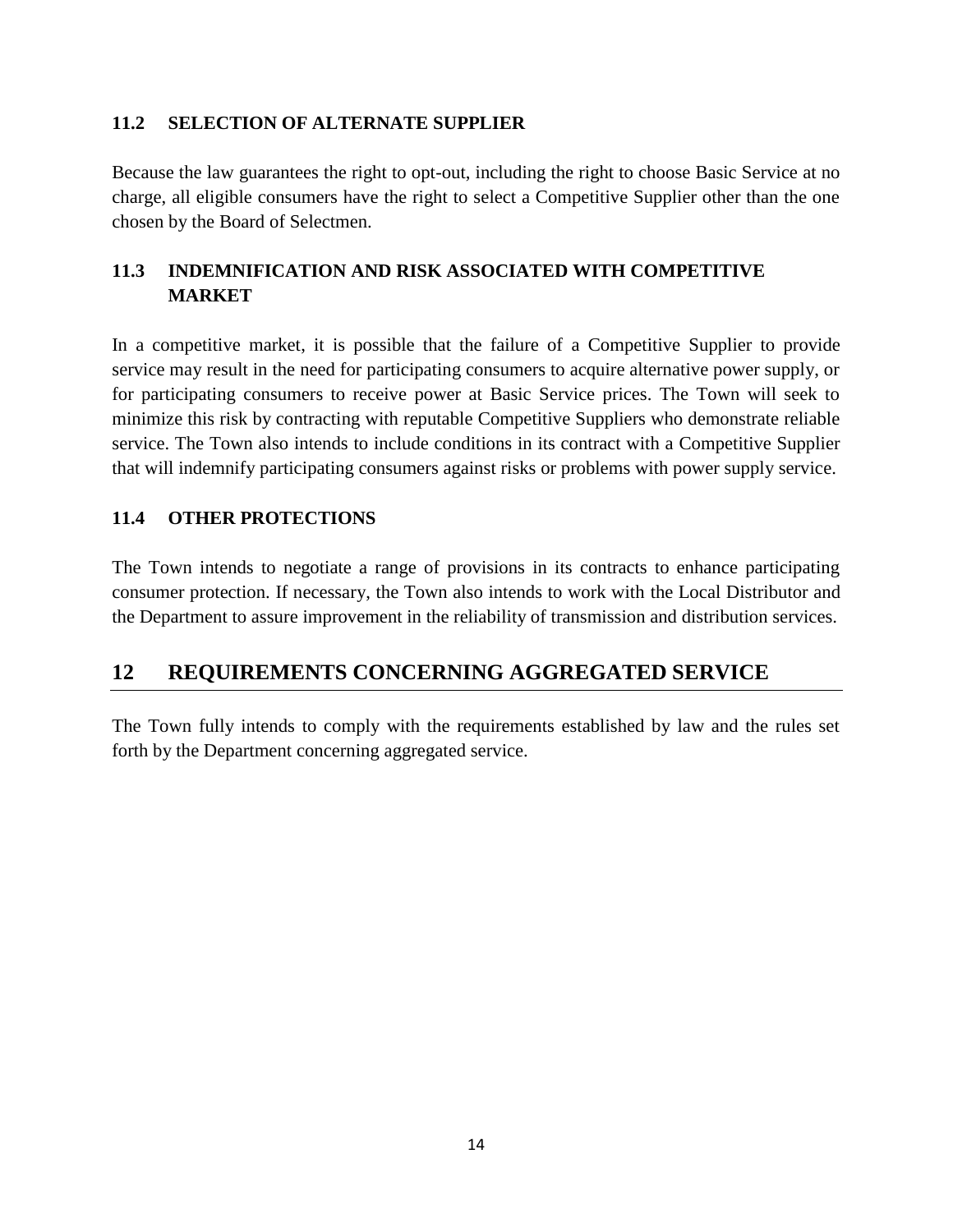### 11.2 SELECTION OF ALTERNATE SUPPLIER

Because the law guarantees the right to opt-out, including the right to choose Basic Service at no charge, all eligible consumers have the right to select a Competitive Supplier other than the one chosen by the Board of Selectmen.

### 11.3 INDEMNIFICATION AND RISK ASSOCIATED WITH COMPETITIVE MARKET

In a competitive market, it is possible that the failure of a Competitive Supplier to provide service may result in the need for participating consumers to acquire alternative power supply, or for participating consumers to receive power at Basic Service prices. The Town will seek to minimize this risk by contracting with reputable Competitive Suppliers who demonstrate reliable service. The Town also intends to include conditions in its contract with a Competitive Supplier that will indemnify participating consumers against risks or problems with power supply service.

### 11.4 OTHER PROTECTIONS

The Town intends to negotiate a range of provisions in its contracts to enhance participating consumer protection. If necessary, the Town also intends to work with the Local Distributor and the Department to assure improvement in the reliability of transmission and distribution services.

## 12 REQUIREMENTS CONCERNING AGGREGATED SERVICE

The Town fully intends to comply with the requirements established by law and the rules set forth by the Department concerning aggregated service.